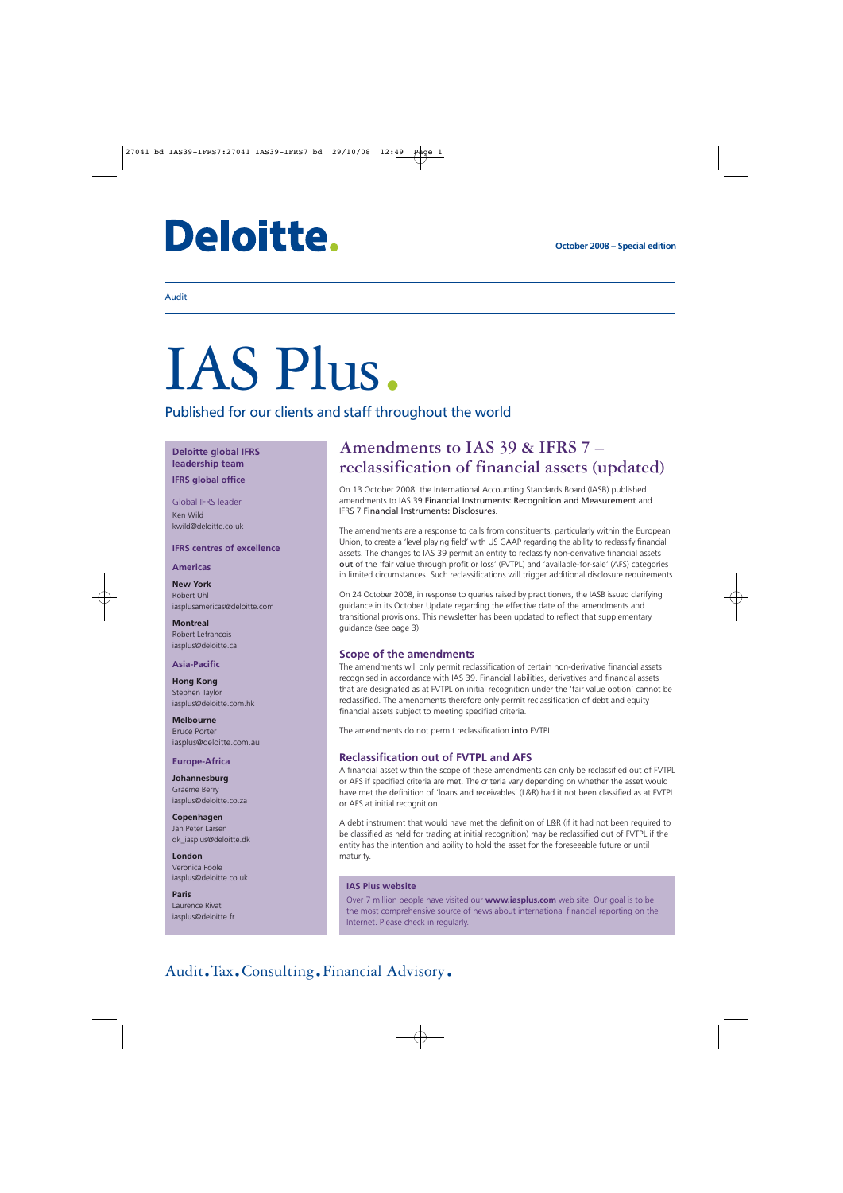Deloitte.

October 2008 – Special edition

Audit

# IAS Plus.

Published for our clients and staff throughout the world

**Deloitte global IFRS leadership team**

**IFRS global office**

Global IFRS leader
Ken Wild
kwild@deloitte.co.uk

**IFRS centres of excellence**

**Americas**

**New York**
Robert Uhl
iasplusamericas@deloitte.com

**Montreal**
Robert Lefrancois
iasplus@deloitte.ca

**Asia-Pacific**

**Hong Kong**
Stephen Taylor
iasplus@deloitte.com.hk

**Melbourne**
Bruce Porter
iasplus@deloitte.com.au

**Europe-Africa**

**Johannesburg**
Graeme Berry
iasplus@deloitte.co.za

**Copenhagen**
Jan Peter Larsen
dk_iasplus@deloitte.dk

**London**
Veronica Poole
iasplus@deloitte.co.uk

**Paris**
Laurence Rivat
iasplus@deloitte.fr

## Amendments to IAS 39 & IFRS 7 – reclassification of financial assets (updated)

On 13 October 2008, the International Accounting Standards Board (IASB) published amendments to IAS 39 *Financial Instruments: Recognition and Measurement* and IFRS 7 *Financial Instruments: Disclosures*.

The amendments are a response to calls from constituents, particularly within the European Union, to create a 'level playing field' with US GAAP regarding the ability to reclassify financial assets. The changes to IAS 39 permit an entity to reclassify non-derivative financial assets *out* of the 'fair value through profit or loss' (FVTPL) and 'available-for-sale' (AFS) categories in limited circumstances. Such reclassifications will trigger additional disclosure requirements.

On 24 October 2008, in response to queries raised by practitioners, the IASB issued clarifying guidance in its October Update regarding the effective date of the amendments and transitional provisions. This newsletter has been updated to reflect that supplementary guidance (see page 3).

### Scope of the amendments

The amendments will only permit reclassification of certain non-derivative financial assets recognised in accordance with IAS 39. Financial liabilities, derivatives and financial assets that are designated as at FVTPL on initial recognition under the 'fair value option' cannot be reclassified. The amendments therefore only permit reclassification of debt and equity financial assets subject to meeting specified criteria.

The amendments do not permit reclassification *into* FVTPL.

### Reclassification out of FVTPL and AFS

A financial asset within the scope of these amendments can only be reclassified out of FVTPL or AFS if specified criteria are met. The criteria vary depending on whether the asset would have met the definition of 'loans and receivables' (L&R) had it not been classified as at FVTPL or AFS at initial recognition.

A debt instrument that would have met the definition of L&R (if it had not been required to be classified as held for trading at initial recognition) may be reclassified out of FVTPL if the entity has the intention and ability to hold the asset for the foreseeable future or until maturity.

**IAS Plus website**

Over 7 million people have visited our **www.iasplus.com** web site. Our goal is to be the most comprehensive source of news about international financial reporting on the Internet. Please check in regularly.

Audit.Tax.Consulting.Financial Advisory.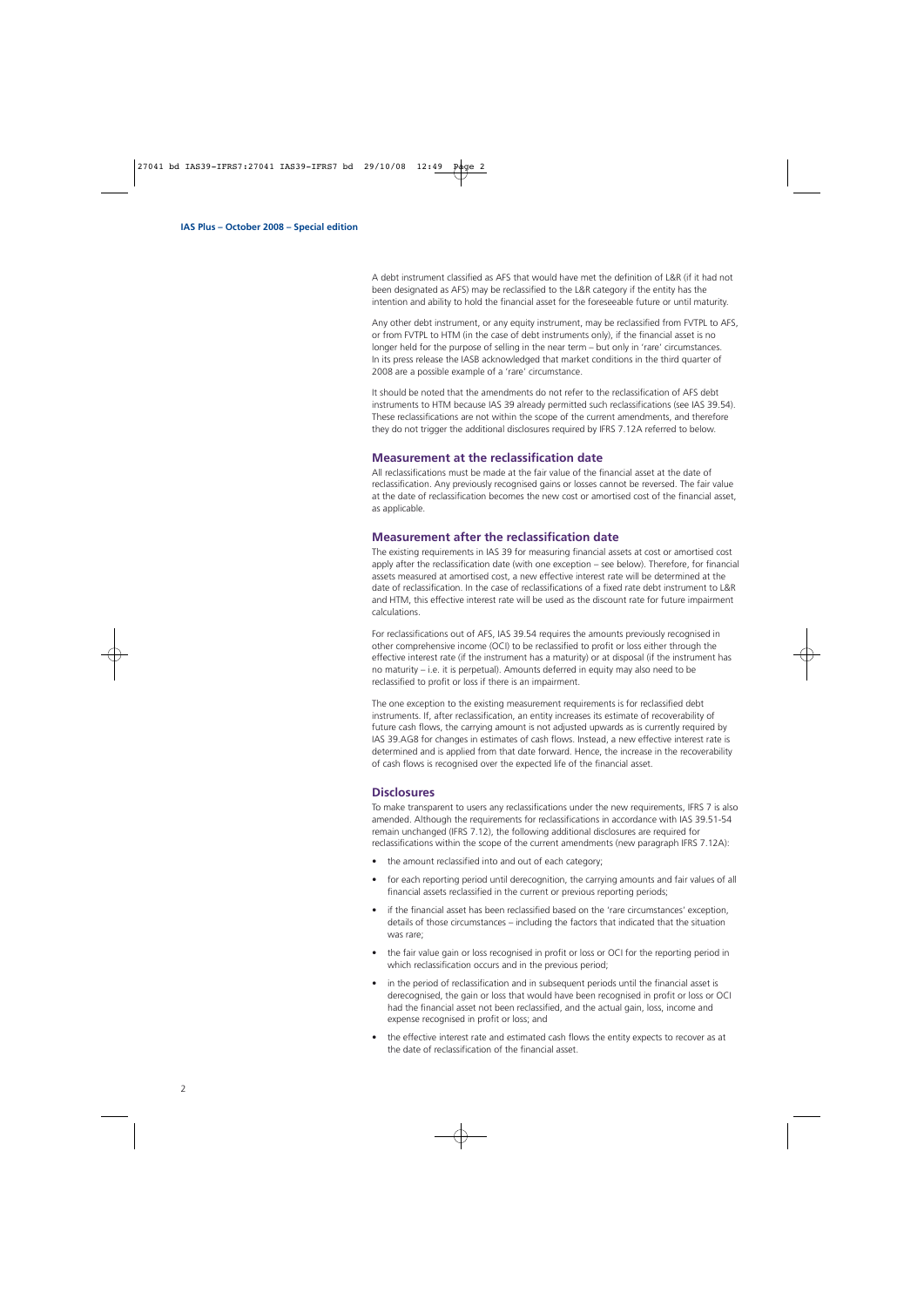A debt instrument classified as AFS that would have met the definition of L&R (if it had not been designated as AFS) may be reclassified to the L&R category if the entity has the intention and ability to hold the financial asset for the foreseeable future or until maturity.

Any other debt instrument, or any equity instrument, may be reclassified from FVTPL to AFS, or from FVTPL to HTM (in the case of debt instruments only), if the financial asset is no longer held for the purpose of selling in the near term – but only in 'rare' circumstances. In its press release the IASB acknowledged that market conditions in the third quarter of 2008 are a possible example of a 'rare' circumstance.

It should be noted that the amendments do not refer to the reclassification of AFS debt instruments to HTM because IAS 39 already permitted such reclassifications (see IAS 39.54). These reclassifications are not within the scope of the current amendments, and therefore they do not trigger the additional disclosures required by IFRS 7.12A referred to below.

## Measurement at the reclassification date

All reclassifications must be made at the fair value of the financial asset at the date of reclassification. Any previously recognised gains or losses cannot be reversed. The fair value at the date of reclassification becomes the new cost or amortised cost of the financial asset, as applicable.

## Measurement after the reclassification date

The existing requirements in IAS 39 for measuring financial assets at cost or amortised cost apply after the reclassification date (with one exception – see below). Therefore, for financial assets measured at amortised cost, a new effective interest rate will be determined at the date of reclassification. In the case of reclassifications of a fixed rate debt instrument to L&R and HTM, this effective interest rate will be used as the discount rate for future impairment calculations.

For reclassifications out of AFS, IAS 39.54 requires the amounts previously recognised in other comprehensive income (OCI) to be reclassified to profit or loss either through the effective interest rate (if the instrument has a maturity) or at disposal (if the instrument has no maturity – i.e. it is perpetual). Amounts deferred in equity may also need to be reclassified to profit or loss if there is an impairment.

The one exception to the existing measurement requirements is for reclassified debt instruments. If, after reclassification, an entity increases its estimate of recoverability of future cash flows, the carrying amount is not adjusted upwards as is currently required by IAS 39.AG8 for changes in estimates of cash flows. Instead, a new effective interest rate is determined and is applied from that date forward. Hence, the increase in the recoverability of cash flows is recognised over the expected life of the financial asset.

## Disclosures

To make transparent to users any reclassifications under the new requirements, IFRS 7 is also amended. Although the requirements for reclassifications in accordance with IAS 39.51-54 remain unchanged (IFRS 7.12), the following additional disclosures are required for reclassifications within the scope of the current amendments (new paragraph IFRS 7.12A):

- the amount reclassified into and out of each category;
- for each reporting period until derecognition, the carrying amounts and fair values of all financial assets reclassified in the current or previous reporting periods;
- if the financial asset has been reclassified based on the 'rare circumstances' exception, details of those circumstances – including the factors that indicated that the situation was rare;
- the fair value gain or loss recognised in profit or loss or OCI for the reporting period in which reclassification occurs and in the previous period;
- in the period of reclassification and in subsequent periods until the financial asset is derecognised, the gain or loss that would have been recognised in profit or loss or OCI had the financial asset not been reclassified, and the actual gain, loss, income and expense recognised in profit or loss; and
- the effective interest rate and estimated cash flows the entity expects to recover as at the date of reclassification of the financial asset.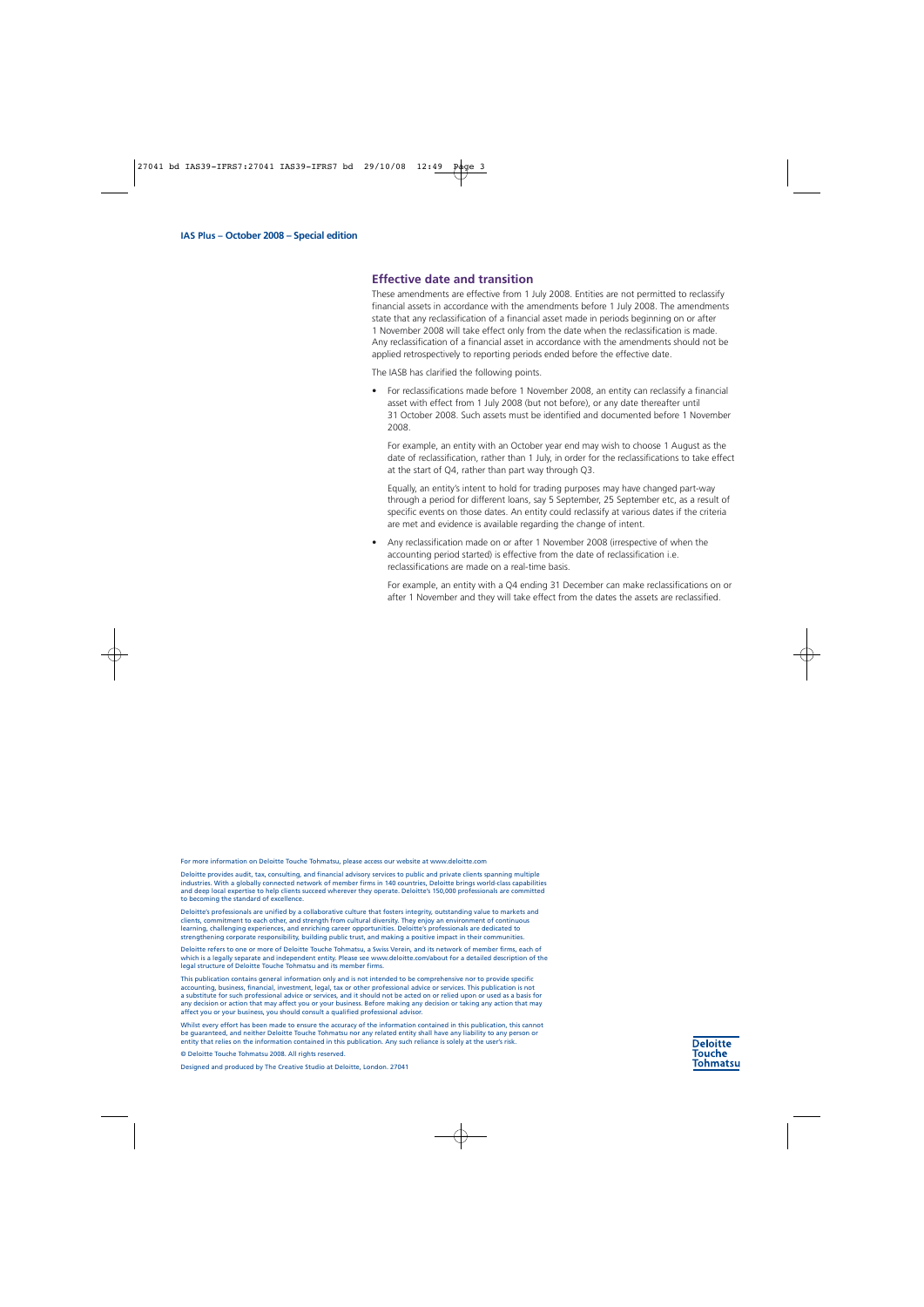## Effective date and transition

These amendments are effective from 1 July 2008. Entities are not permitted to reclassify financial assets in accordance with the amendments before 1 July 2008. The amendments state that any reclassification of a financial asset made in periods beginning on or after 1 November 2008 will take effect only from the date when the reclassification is made. Any reclassification of a financial asset in accordance with the amendments should not be applied retrospectively to reporting periods ended before the effective date.

The IASB has clarified the following points.

- For reclassifications made before 1 November 2008, an entity can reclassify a financial asset with effect from 1 July 2008 (but not before), or any date thereafter until 31 October 2008. Such assets must be identified and documented before 1 November 2008.

  For example, an entity with an October year end may wish to choose 1 August as the date of reclassification, rather than 1 July, in order for the reclassifications to take effect at the start of Q4, rather than part way through Q3.

  Equally, an entity's intent to hold for trading purposes may have changed part-way through a period for different loans, say 5 September, 25 September etc, as a result of specific events on those dates. An entity could reclassify at various dates if the criteria are met and evidence is available regarding the change of intent.

- Any reclassification made on or after 1 November 2008 (irrespective of when the accounting period started) is effective from the date of reclassification i.e. reclassifications are made on a real-time basis.

  For example, an entity with a Q4 ending 31 December can make reclassifications on or after 1 November and they will take effect from the dates the assets are reclassified.

For more information on Deloitte Touche Tohmatsu, please access our website at www.deloitte.com

Deloitte provides audit, tax, consulting, and financial advisory services to public and private clients spanning multiple industries. With a globally connected network of member firms in 140 countries, Deloitte brings world-class capabilities and deep local expertise to help clients succeed wherever they operate. Deloitte's 150,000 professionals are committed to becoming the standard of excellence.

Deloitte's professionals are unified by a collaborative culture that fosters integrity, outstanding value to markets and clients, commitment to each other, and strength from cultural diversity. They enjoy an environment of continuous learning, challenging experiences, and enriching career opportunities. Deloitte's professionals are dedicated to strengthening corporate responsibility, building public trust, and making a positive impact in their communities.

Deloitte refers to one or more of Deloitte Touche Tohmatsu, a Swiss Verein, and its network of member firms, each of which is a legally separate and independent entity. Please see www.deloitte.com/about for a detailed description of the legal structure of Deloitte Touche Tohmatsu and its member firms.

This publication contains general information only and is not intended to be comprehensive nor to provide specific accounting, business, financial, investment, legal, tax or other professional advice or services. This publication is not a substitute for such professional advice or services, and it should not be acted on or relied upon or used as a basis for any decision or action that may affect you or your business. Before making any decision or taking any action that may affect you or your business, you should consult a qualified professional advisor.

Whilst every effort has been made to ensure the accuracy of the information contained in this publication, this cannot be guaranteed, and neither Deloitte Touche Tohmatsu nor any related entity shall have any liability to any person or entity that relies on the information contained in this publication. Any such reliance is solely at the user's risk.

© Deloitte Touche Tohmatsu 2008. All rights reserved.

Designed and produced by The Creative Studio at Deloitte, London. 27041

Deloitte Touche Tohmatsu